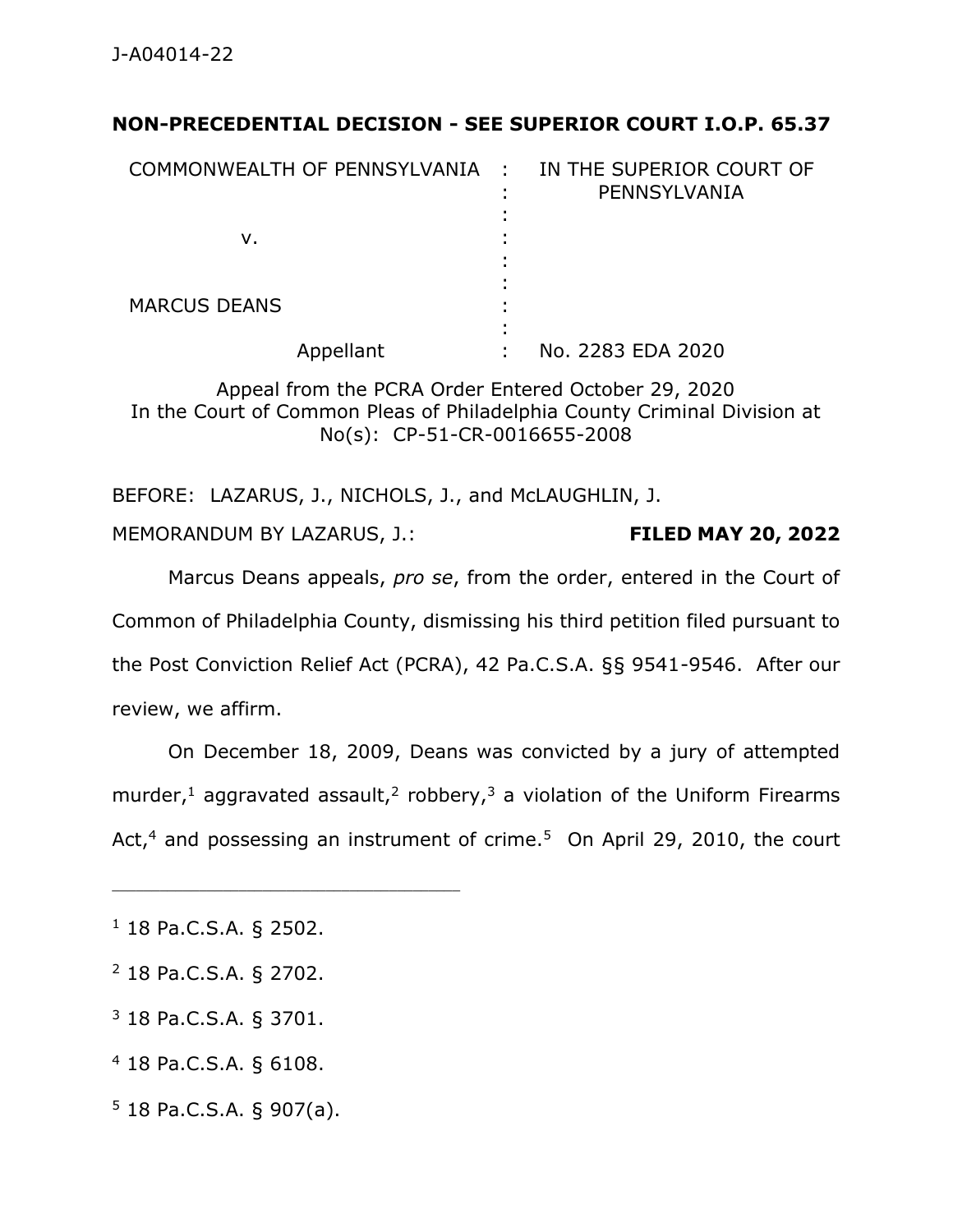J-A04014-22

**NON-PRECEDENTIAL DECISION - SEE SUPERIOR COURT I.O.P. 65.37**

| | | |
|---|---|---|
| COMMONWEALTH OF PENNSYLVANIA | : | IN THE SUPERIOR COURT OF PENNSYLVANIA |
| v. | : | |
| MARCUS DEANS | : | |
| Appellant | : | No. 2283 EDA 2020 |

Appeal from the PCRA Order Entered October 29, 2020
In the Court of Common Pleas of Philadelphia County Criminal Division at No(s): CP-51-CR-0016655-2008

BEFORE: LAZARUS, J., NICHOLS, J., and McLAUGHLIN, J.

MEMORANDUM BY LAZARUS, J.: **FILED MAY 20, 2022**

Marcus Deans appeals, *pro se*, from the order, entered in the Court of Common of Philadelphia County, dismissing his third petition filed pursuant to the Post Conviction Relief Act (PCRA), 42 Pa.C.S.A. §§ 9541-9546. After our review, we affirm.

On December 18, 2009, Deans was convicted by a jury of attempted murder,[1] aggravated assault,[2] robbery,[3] a violation of the Uniform Firearms Act,[4] and possessing an instrument of crime.[5] On April 29, 2010, the court

---

[1] 18 Pa.C.S.A. § 2502.

[2] 18 Pa.C.S.A. § 2702.

[3] 18 Pa.C.S.A. § 3701.

[4] 18 Pa.C.S.A. § 6108.

[5] 18 Pa.C.S.A. § 907(a).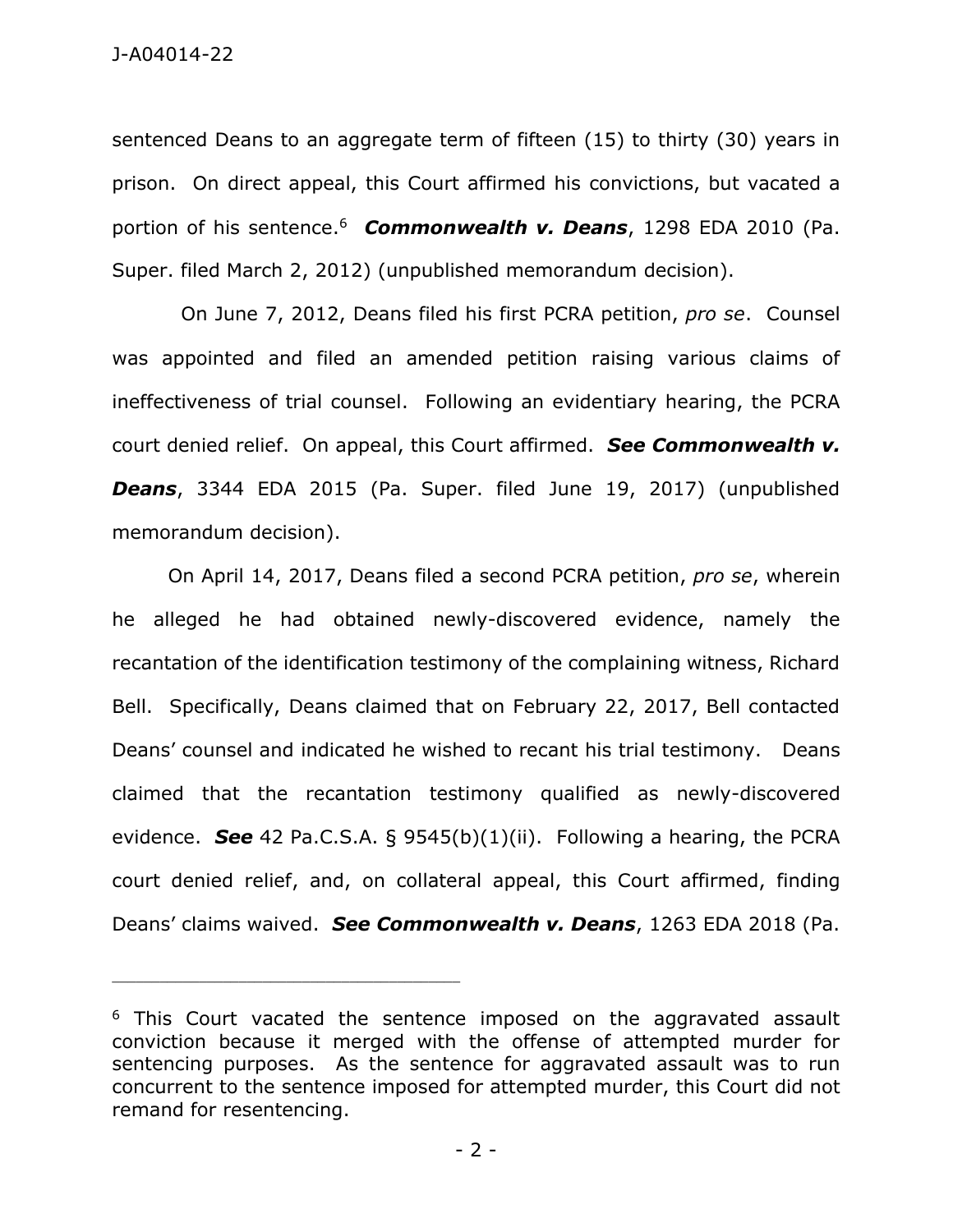sentenced Deans to an aggregate term of fifteen (15) to thirty (30) years in prison. On direct appeal, this Court affirmed his convictions, but vacated a portion of his sentence.[6] ***Commonwealth v. Deans***, 1298 EDA 2010 (Pa. Super. filed March 2, 2012) (unpublished memorandum decision).

On June 7, 2012, Deans filed his first PCRA petition, *pro se*. Counsel was appointed and filed an amended petition raising various claims of ineffectiveness of trial counsel. Following an evidentiary hearing, the PCRA court denied relief. On appeal, this Court affirmed. ***See Commonwealth v. Deans***, 3344 EDA 2015 (Pa. Super. filed June 19, 2017) (unpublished memorandum decision).

On April 14, 2017, Deans filed a second PCRA petition, *pro se*, wherein he alleged he had obtained newly-discovered evidence, namely the recantation of the identification testimony of the complaining witness, Richard Bell. Specifically, Deans claimed that on February 22, 2017, Bell contacted Deans' counsel and indicated he wished to recant his trial testimony. Deans claimed that the recantation testimony qualified as newly-discovered evidence. ***See*** 42 Pa.C.S.A. § 9545(b)(1)(ii). Following a hearing, the PCRA court denied relief, and, on collateral appeal, this Court affirmed, finding Deans' claims waived. ***See Commonwealth v. Deans***, 1263 EDA 2018 (Pa.

---

[6] This Court vacated the sentence imposed on the aggravated assault conviction because it merged with the offense of attempted murder for sentencing purposes. As the sentence for aggravated assault was to run concurrent to the sentence imposed for attempted murder, this Court did not remand for resentencing.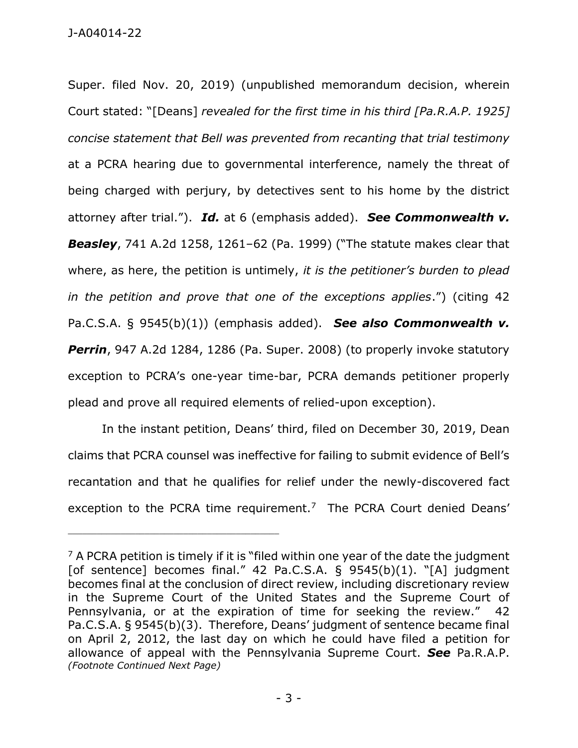Super. filed Nov. 20, 2019) (unpublished memorandum decision, wherein Court stated: "[Deans] *revealed for the first time in his third [Pa.R.A.P. 1925] concise statement that Bell was prevented from recanting that trial testimony* at a PCRA hearing due to governmental interference, namely the threat of being charged with perjury, by detectives sent to his home by the district attorney after trial."). ***Id.*** at 6 (emphasis added). ***See Commonwealth v. Beasley***, 741 A.2d 1258, 1261–62 (Pa. 1999) ("The statute makes clear that where, as here, the petition is untimely, *it is the petitioner's burden to plead in the petition and prove that one of the exceptions applies*.") (citing 42 Pa.C.S.A. § 9545(b)(1)) (emphasis added). ***See also Commonwealth v. Perrin***, 947 A.2d 1284, 1286 (Pa. Super. 2008) (to properly invoke statutory exception to PCRA's one-year time-bar, PCRA demands petitioner properly plead and prove all required elements of relied-upon exception).

In the instant petition, Deans' third, filed on December 30, 2019, Dean claims that PCRA counsel was ineffective for failing to submit evidence of Bell's recantation and that he qualifies for relief under the newly-discovered fact exception to the PCRA time requirement.[7] The PCRA Court denied Deans'

---

[7] A PCRA petition is timely if it is "filed within one year of the date the judgment [of sentence] becomes final." 42 Pa.C.S.A. § 9545(b)(1). "[A] judgment becomes final at the conclusion of direct review, including discretionary review in the Supreme Court of the United States and the Supreme Court of Pennsylvania, or at the expiration of time for seeking the review." 42 Pa.C.S.A. § 9545(b)(3). Therefore, Deans' judgment of sentence became final on April 2, 2012, the last day on which he could have filed a petition for allowance of appeal with the Pennsylvania Supreme Court. ***See*** Pa.R.A.P. *(Footnote Continued Next Page)*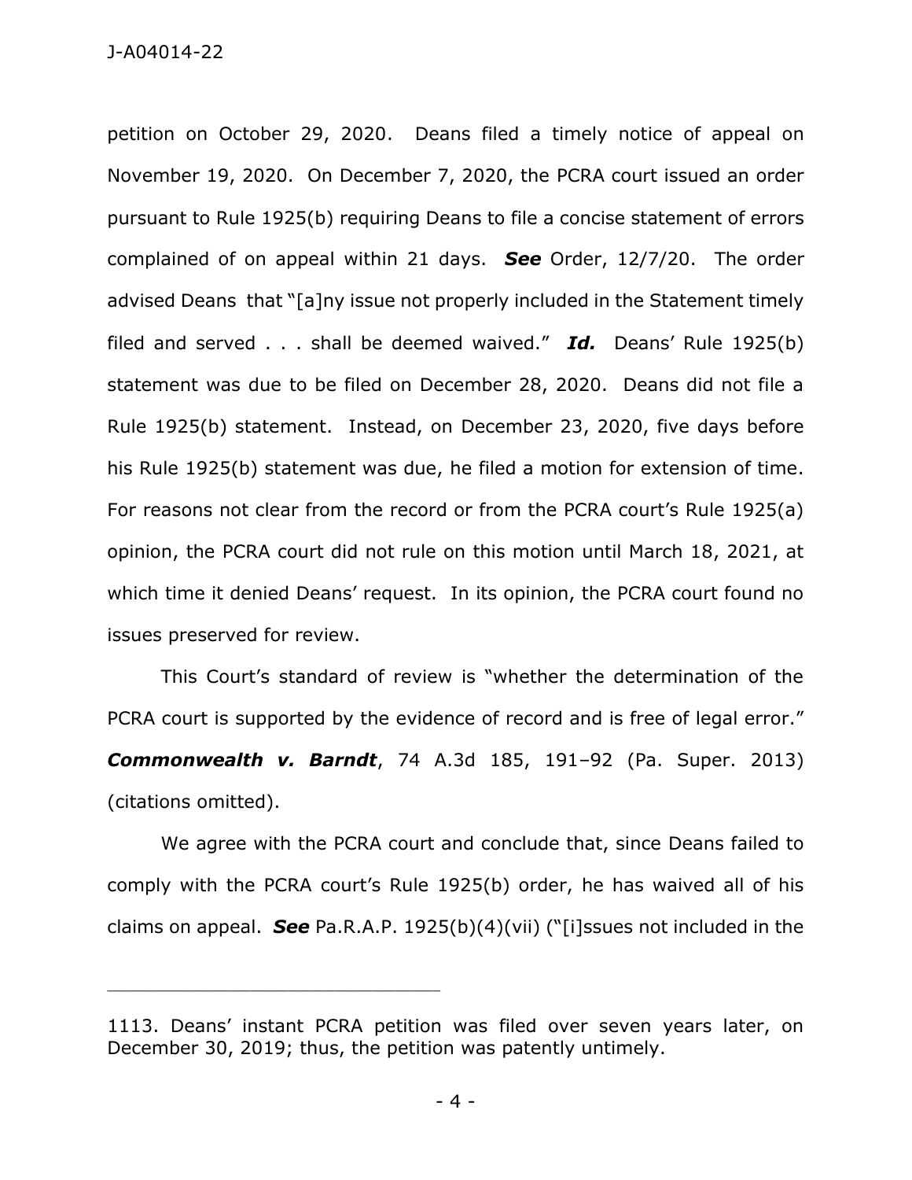petition on October 29, 2020. Deans filed a timely notice of appeal on November 19, 2020. On December 7, 2020, the PCRA court issued an order pursuant to Rule 1925(b) requiring Deans to file a concise statement of errors complained of on appeal within 21 days. ***See*** Order, 12/7/20. The order advised Deans that "[a]ny issue not properly included in the Statement timely filed and served . . . shall be deemed waived." ***Id.*** Deans' Rule 1925(b) statement was due to be filed on December 28, 2020. Deans did not file a Rule 1925(b) statement. Instead, on December 23, 2020, five days before his Rule 1925(b) statement was due, he filed a motion for extension of time. For reasons not clear from the record or from the PCRA court's Rule 1925(a) opinion, the PCRA court did not rule on this motion until March 18, 2021, at which time it denied Deans' request. In its opinion, the PCRA court found no issues preserved for review.

This Court's standard of review is "whether the determination of the PCRA court is supported by the evidence of record and is free of legal error." ***Commonwealth v. Barndt***, 74 A.3d 185, 191–92 (Pa. Super. 2013) (citations omitted).

We agree with the PCRA court and conclude that, since Deans failed to comply with the PCRA court's Rule 1925(b) order, he has waived all of his claims on appeal. ***See*** Pa.R.A.P. 1925(b)(4)(vii) ("[i]ssues not included in the

---

1113. Deans' instant PCRA petition was filed over seven years later, on December 30, 2019; thus, the petition was patently untimely.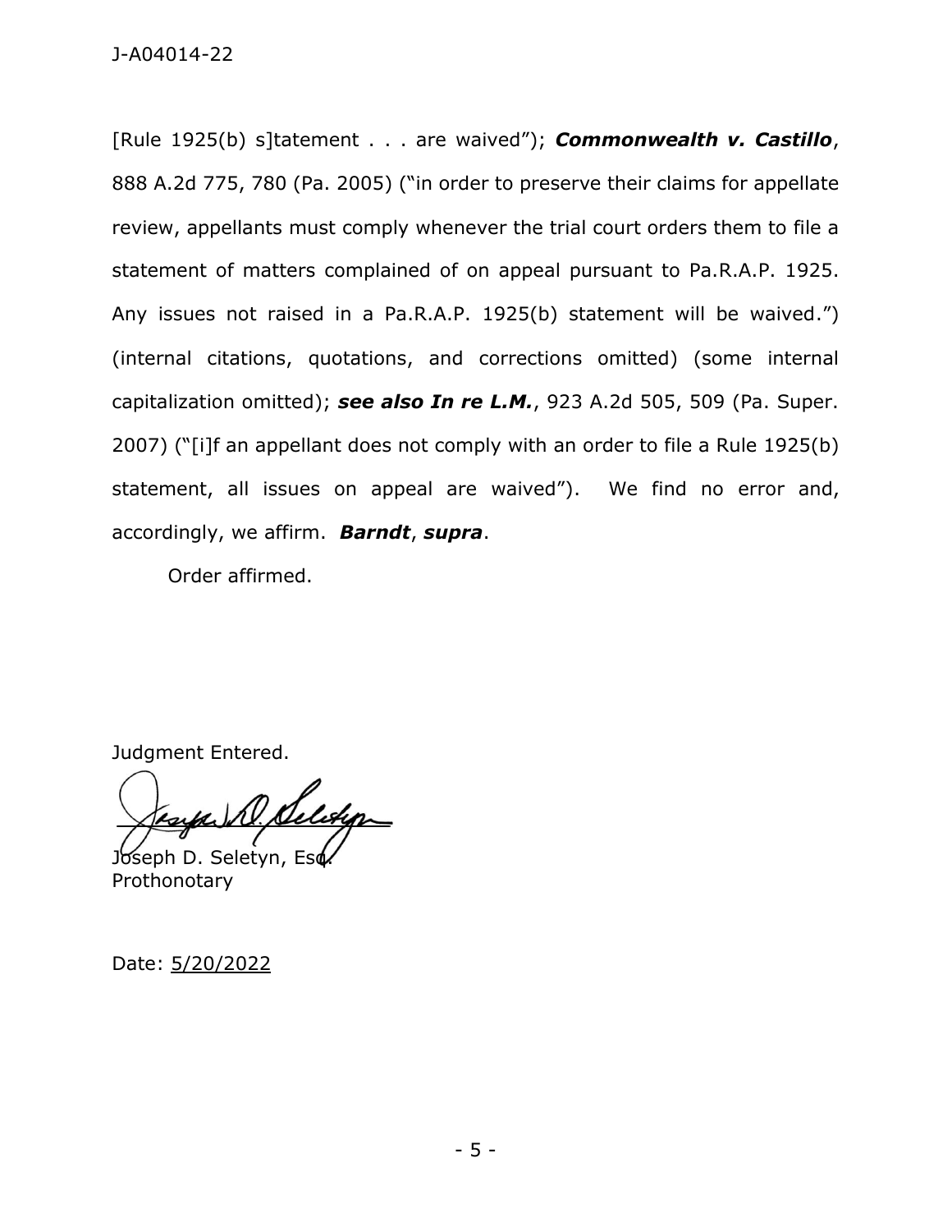[Rule 1925(b) s]tatement . . . are waived"); ***Commonwealth v. Castillo***, 888 A.2d 775, 780 (Pa. 2005) ("in order to preserve their claims for appellate review, appellants must comply whenever the trial court orders them to file a statement of matters complained of on appeal pursuant to Pa.R.A.P. 1925. Any issues not raised in a Pa.R.A.P. 1925(b) statement will be waived.") (internal citations, quotations, and corrections omitted) (some internal capitalization omitted); ***see also In re L.M.***, 923 A.2d 505, 509 (Pa. Super. 2007) ("[i]f an appellant does not comply with an order to file a Rule 1925(b) statement, all issues on appeal are waived"). We find no error and, accordingly, we affirm. ***Barndt***, ***supra***.

Order affirmed.

Judgment Entered.

Joseph D. Seletyn, Esq.
Prothonotary

Date: 5/20/2022